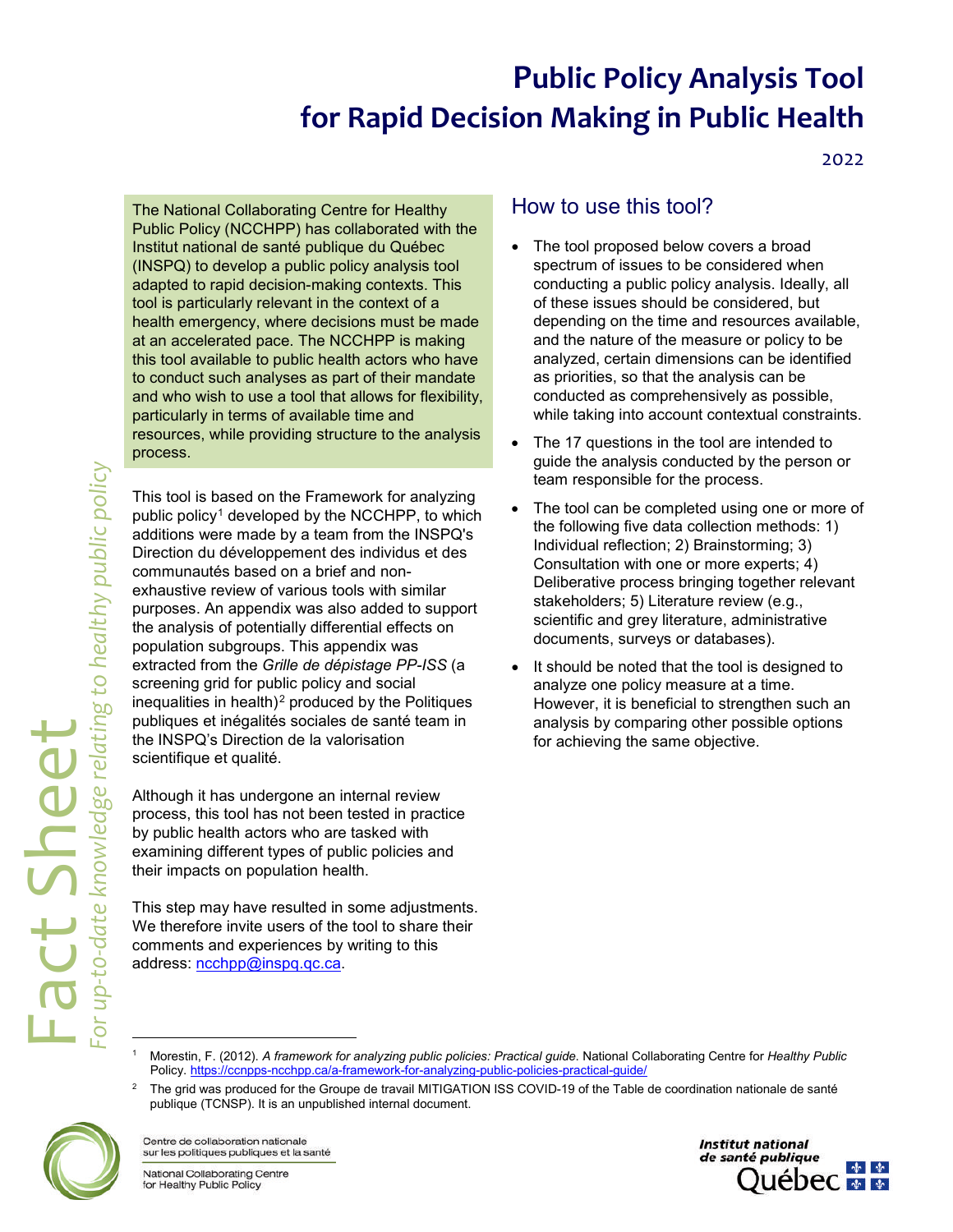# Public Policy Analysis Tool for Rapid Decision Making in Public Health

2022

The National Collaborating Centre for Healthy Public Policy (NCCHPP) has collaborated with the Institut national de santé publique du Québec (INSPQ) to develop a public policy analysis tool adapted to rapid decision-making contexts. This tool is particularly relevant in the context of a health emergency, where decisions must be made at an accelerated pace. The NCCHPP is making this tool available to public health actors who have to conduct such analyses as part of their mandate and who wish to use a tool that allows for flexibility, particularly in terms of available time and resources, while providing structure to the analysis process.

This tool is based on the Framework for analyzing public policy[1] developed by the NCCHPP, to which additions were made by a team from the INSPQ's Direction du développement des individus et des communautés based on a brief and non-exhaustive review of various tools with similar purposes. An appendix was also added to support the analysis of potentially differential effects on population subgroups. This appendix was extracted from the *Grille de dépistage PP-ISS* (a screening grid for public policy and social inequalities in health)[2] produced by the Politiques publiques et inégalités sociales de santé team in the INSPQ's Direction de la valorisation scientifique et qualité.

Although it has undergone an internal review process, this tool has not been tested in practice by public health actors who are tasked with examining different types of public policies and their impacts on population health.

This step may have resulted in some adjustments. We therefore invite users of the tool to share their comments and experiences by writing to this address: ncchpp@inspq.qc.ca.

## How to use this tool?

- The tool proposed below covers a broad spectrum of issues to be considered when conducting a public policy analysis. Ideally, all of these issues should be considered, but depending on the time and resources available, and the nature of the measure or policy to be analyzed, certain dimensions can be identified as priorities, so that the analysis can be conducted as comprehensively as possible, while taking into account contextual constraints.
- The 17 questions in the tool are intended to guide the analysis conducted by the person or team responsible for the process.
- The tool can be completed using one or more of the following five data collection methods: 1) Individual reflection; 2) Brainstorming; 3) Consultation with one or more experts; 4) Deliberative process bringing together relevant stakeholders; 5) Literature review (e.g., scientific and grey literature, administrative documents, surveys or databases).
- It should be noted that the tool is designed to analyze one policy measure at a time. However, it is beneficial to strengthen such an analysis by comparing other possible options for achieving the same objective.

---

[1] Morestin, F. (2012). *A framework for analyzing public policies: Practical guide.* National Collaborating Centre for *Healthy Public* Policy. https://ccnpps-ncchpp.ca/a-framework-for-analyzing-public-policies-practical-guide/

[2] The grid was produced for the Groupe de travail MITIGATION ISS COVID-19 of the Table de coordination nationale de santé publique (TCNSP). It is an unpublished internal document.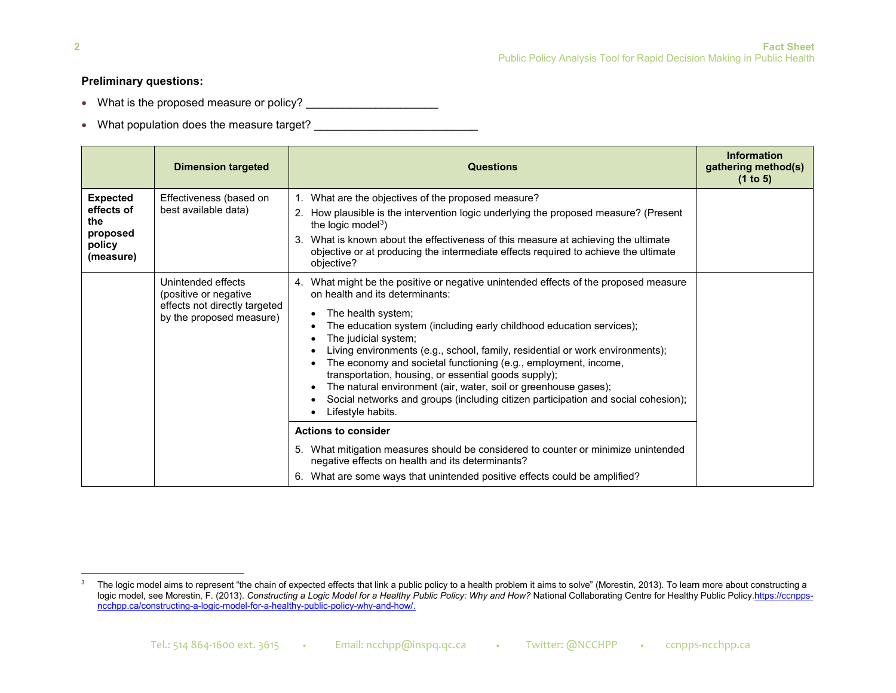**Preliminary questions:**

- What is the proposed measure or policy? ____________________
- What population does the measure target? _________________________

| | Dimension targeted | Questions | Information gathering method(s) (1 to 5) |
|---|---|---|---|
| **Expected effects of the proposed policy (measure)** | Effectiveness (based on best available data) | 1. What are the objectives of the proposed measure?<br>2. How plausible is the intervention logic underlying the proposed measure? (Present the logic model[3])<br>3. What is known about the effectiveness of this measure at achieving the ultimate objective or at producing the intermediate effects required to achieve the ultimate objective? | |
| | Unintended effects (positive or negative effects not directly targeted by the proposed measure) | 4. What might be the positive or negative unintended effects of the proposed measure on health and its determinants:<br>• The health system;<br>• The education system (including early childhood education services);<br>• The judicial system;<br>• Living environments (e.g., school, family, residential or work environments);<br>• The economy and societal functioning (e.g., employment, income, transportation, housing, or essential goods supply);<br>• The natural environment (air, water, soil or greenhouse gases);<br>• Social networks and groups (including citizen participation and social cohesion);<br>• Lifestyle habits. | |
| | | **Actions to consider**<br>5. What mitigation measures should be considered to counter or minimize unintended negative effects on health and its determinants?<br>6. What are some ways that unintended positive effects could be amplified? | |

[3] The logic model aims to represent "the chain of expected effects that link a public policy to a health problem it aims to solve" (Morestin, 2013). To learn more about constructing a logic model, see Morestin, F. (2013). *Constructing a Logic Model for a Healthy Public Policy: Why and How?* National Collaborating Centre for Healthy Public Policy.https://ccnpps-ncchpp.ca/constructing-a-logic-model-for-a-healthy-public-policy-why-and-how/.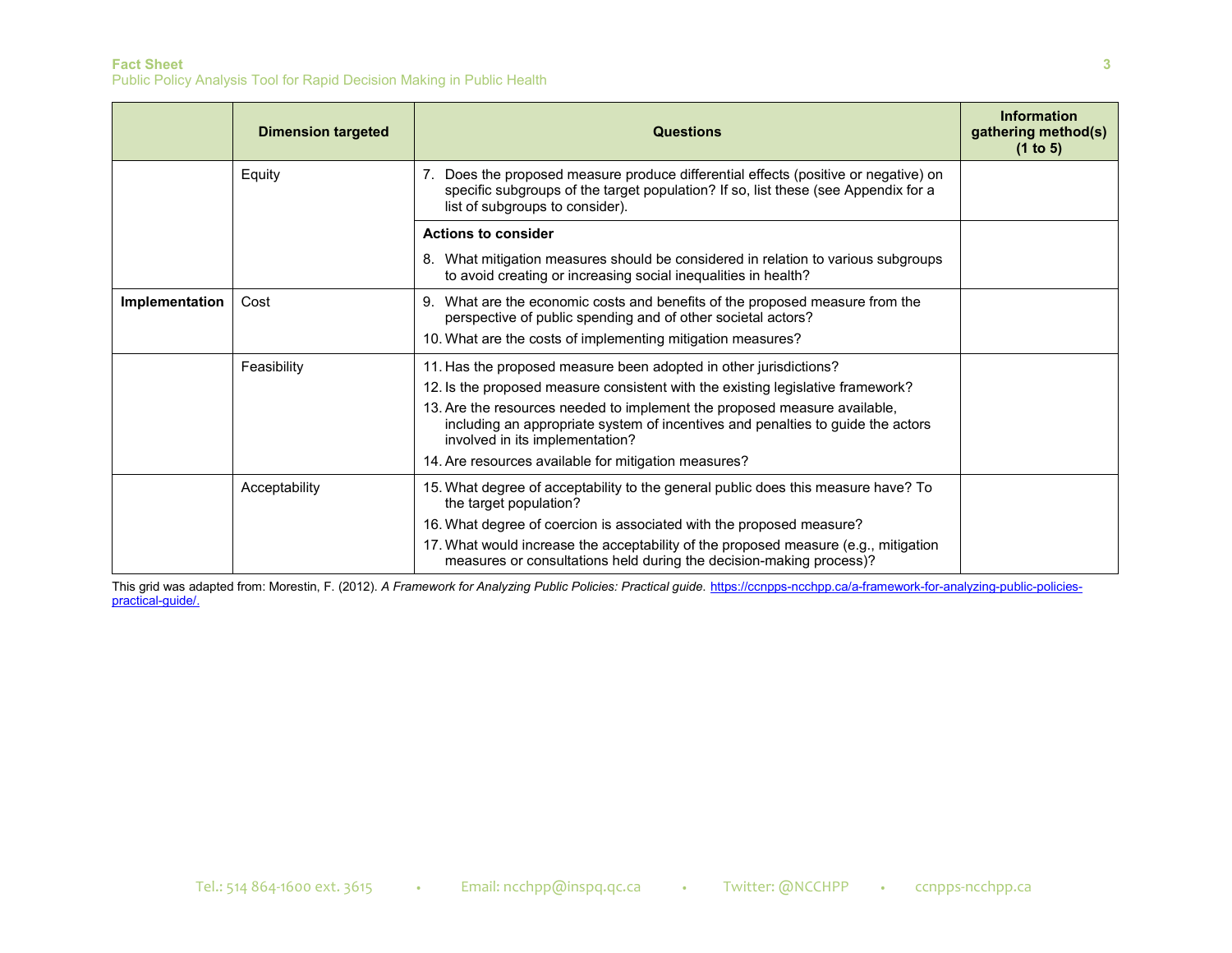| | Dimension targeted | Questions | Information gathering method(s) (1 to 5) |
|---|---|---|---|
| | Equity | 7. Does the proposed measure produce differential effects (positive or negative) on specific subgroups of the target population? If so, list these (see Appendix for a list of subgroups to consider). | |
| | | **Actions to consider**<br>8. What mitigation measures should be considered in relation to various subgroups to avoid creating or increasing social inequalities in health? | |
| **Implementation** | Cost | 9. What are the economic costs and benefits of the proposed measure from the perspective of public spending and of other societal actors?<br>10. What are the costs of implementing mitigation measures? | |
| | Feasibility | 11. Has the proposed measure been adopted in other jurisdictions?<br>12. Is the proposed measure consistent with the existing legislative framework?<br>13. Are the resources needed to implement the proposed measure available, including an appropriate system of incentives and penalties to guide the actors involved in its implementation?<br>14. Are resources available for mitigation measures? | |
| | Acceptability | 15. What degree of acceptability to the general public does this measure have? To the target population?<br>16. What degree of coercion is associated with the proposed measure?<br>17. What would increase the acceptability of the proposed measure (e.g., mitigation measures or consultations held during the decision-making process)? | |

This grid was adapted from: Morestin, F. (2012). *A Framework for Analyzing Public Policies: Practical guide.* [https://ccnpps-ncchpp.ca/a-framework-for-analyzing-public-policies-practical-guide/.](https://ccnpps-ncchpp.ca/a-framework-for-analyzing-public-policies-practical-guide/)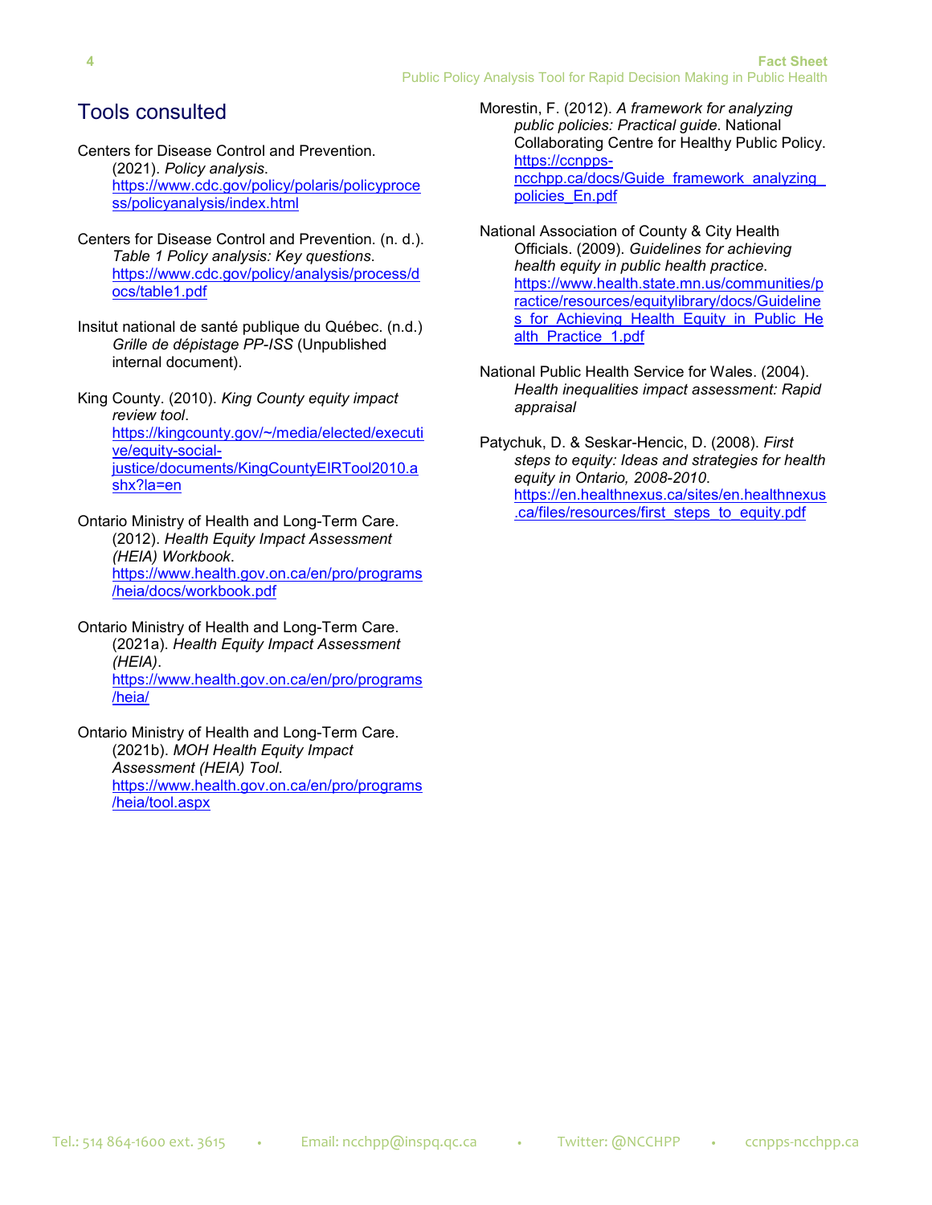## Tools consulted

Centers for Disease Control and Prevention. (2021). *Policy analysis*. https://www.cdc.gov/policy/polaris/policyprocess/policyanalysis/index.html

Centers for Disease Control and Prevention. (n. d.). *Table 1 Policy analysis: Key questions*. https://www.cdc.gov/policy/analysis/process/docs/table1.pdf

Insitut national de santé publique du Québec. (n.d.) *Grille de dépistage PP-ISS* (Unpublished internal document).

King County. (2010). *King County equity impact review tool*. https://kingcounty.gov/~/media/elected/executive/equity-social-justice/documents/KingCountyEIRTool2010.ashx?la=en

Ontario Ministry of Health and Long-Term Care. (2012). *Health Equity Impact Assessment (HEIA) Workbook*. https://www.health.gov.on.ca/en/pro/programs/heia/docs/workbook.pdf

Ontario Ministry of Health and Long-Term Care. (2021a). *Health Equity Impact Assessment (HEIA)*. https://www.health.gov.on.ca/en/pro/programs/heia/

Ontario Ministry of Health and Long-Term Care. (2021b). *MOH Health Equity Impact Assessment (HEIA) Tool*. https://www.health.gov.on.ca/en/pro/programs/heia/tool.aspx

Morestin, F. (2012). *A framework for analyzing public policies: Practical guide*. National Collaborating Centre for Healthy Public Policy. https://ccnpps-ncchpp.ca/docs/Guide_framework_analyzing_policies_En.pdf

National Association of County & City Health Officials. (2009). *Guidelines for achieving health equity in public health practice*. https://www.health.state.mn.us/communities/practice/resources/equitylibrary/docs/Guidelines_for_Achieving_Health_Equity_in_Public_Health_Practice_1.pdf

National Public Health Service for Wales. (2004). *Health inequalities impact assessment: Rapid appraisal*

Patychuk, D. & Seskar-Hencic, D. (2008). *First steps to equity: Ideas and strategies for health equity in Ontario, 2008-2010*. https://en.healthnexus.ca/sites/en.healthnexus.ca/files/resources/first_steps_to_equity.pdf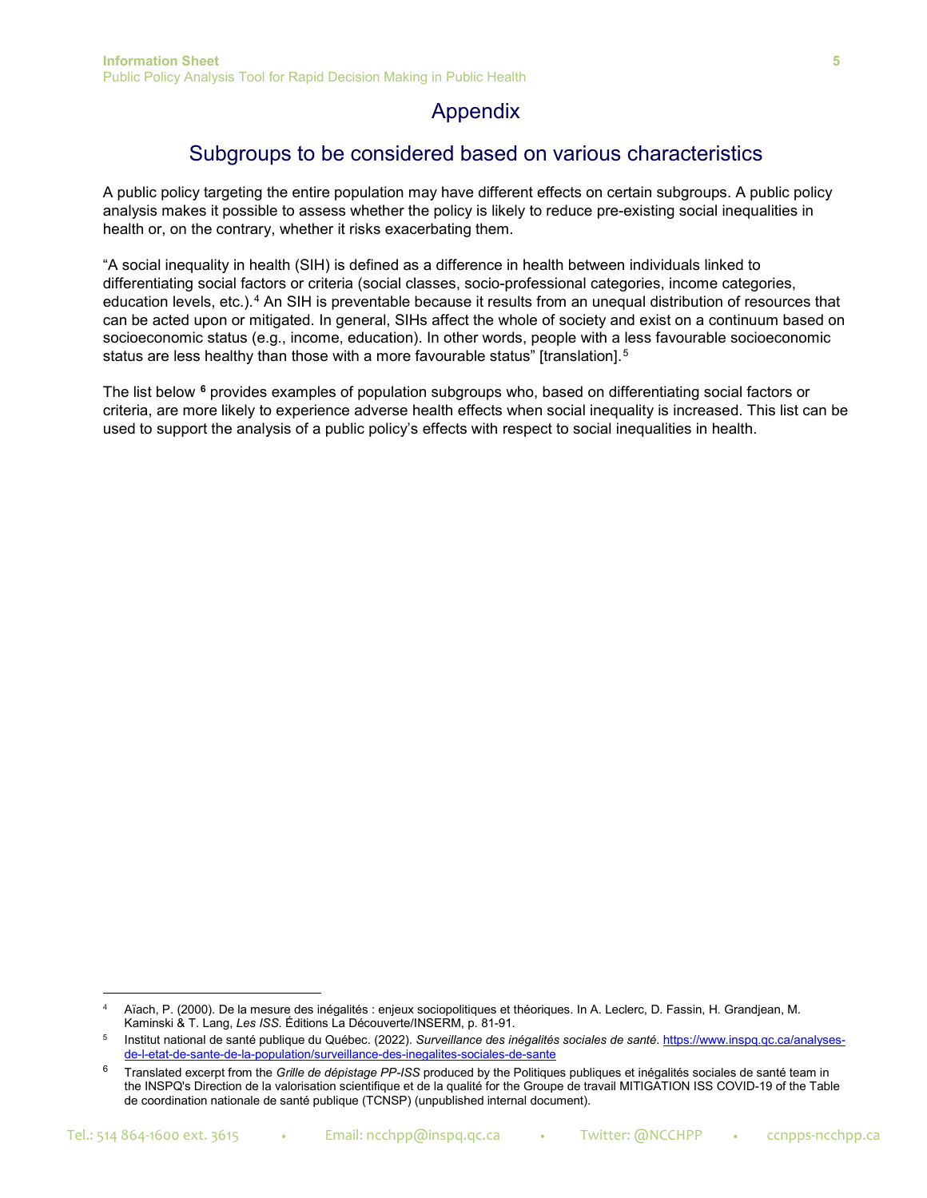# Appendix

## Subgroups to be considered based on various characteristics

A public policy targeting the entire population may have different effects on certain subgroups. A public policy analysis makes it possible to assess whether the policy is likely to reduce pre-existing social inequalities in health or, on the contrary, whether it risks exacerbating them.

"A social inequality in health (SIH) is defined as a difference in health between individuals linked to differentiating social factors or criteria (social classes, socio-professional categories, income categories, education levels, etc.).[4] An SIH is preventable because it results from an unequal distribution of resources that can be acted upon or mitigated. In general, SIHs affect the whole of society and exist on a continuum based on socioeconomic status (e.g., income, education). In other words, people with a less favourable socioeconomic status are less healthy than those with a more favourable status" [translation].[5]

The list below [6] provides examples of population subgroups who, based on differentiating social factors or criteria, are more likely to experience adverse health effects when social inequality is increased. This list can be used to support the analysis of a public policy's effects with respect to social inequalities in health.

---

[4] Aïach, P. (2000). De la mesure des inégalités : enjeux sociopolitiques et théoriques. In A. Leclerc, D. Fassin, H. Grandjean, M. Kaminski & T. Lang, *Les ISS*. Éditions La Découverte/INSERM, p. 81-91.

[5] Institut national de santé publique du Québec. (2022). *Surveillance des inégalités sociales de santé*. https://www.inspq.qc.ca/analyses-de-l-etat-de-sante-de-la-population/surveillance-des-inegalites-sociales-de-sante

[6] Translated excerpt from the *Grille de dépistage PP-ISS* produced by the Politiques publiques et inégalités sociales de santé team in the INSPQ's Direction de la valorisation scientifique et de la qualité for the Groupe de travail MITIGATION ISS COVID-19 of the Table de coordination nationale de santé publique (TCNSP) (unpublished internal document).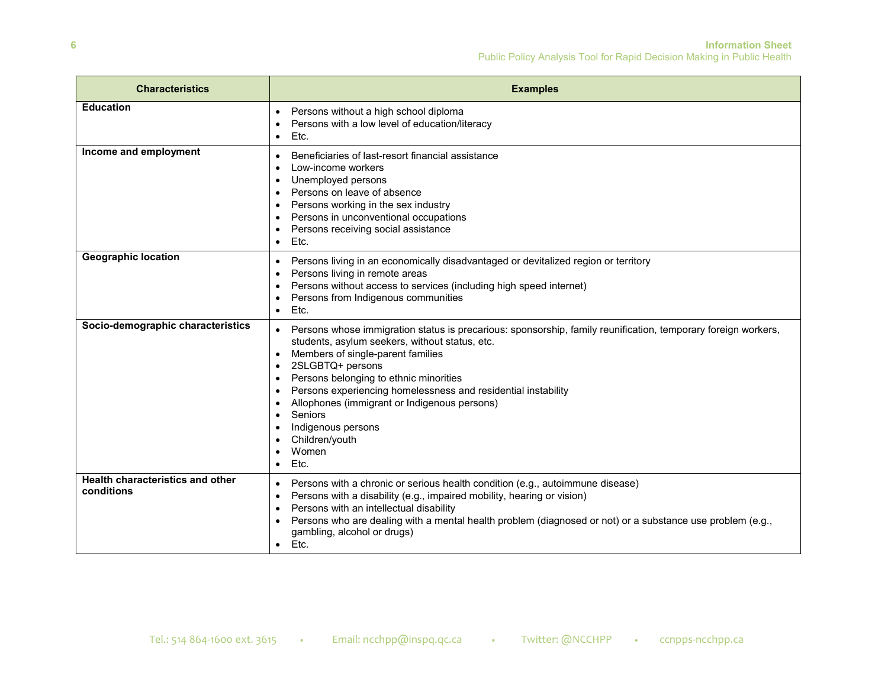| Characteristics | Examples |
|---|---|
| **Education** | • Persons without a high school diploma<br>• Persons with a low level of education/literacy<br>• Etc. |
| **Income and employment** | • Beneficiaries of last-resort financial assistance<br>• Low-income workers<br>• Unemployed persons<br>• Persons on leave of absence<br>• Persons working in the sex industry<br>• Persons in unconventional occupations<br>• Persons receiving social assistance<br>• Etc. |
| **Geographic location** | • Persons living in an economically disadvantaged or devitalized region or territory<br>• Persons living in remote areas<br>• Persons without access to services (including high speed internet)<br>• Persons from Indigenous communities<br>• Etc. |
| **Socio-demographic characteristics** | • Persons whose immigration status is precarious: sponsorship, family reunification, temporary foreign workers, students, asylum seekers, without status, etc.<br>• Members of single-parent families<br>• 2SLGBTQ+ persons<br>• Persons belonging to ethnic minorities<br>• Persons experiencing homelessness and residential instability<br>• Allophones (immigrant or Indigenous persons)<br>• Seniors<br>• Indigenous persons<br>• Children/youth<br>• Women<br>• Etc. |
| **Health characteristics and other conditions** | • Persons with a chronic or serious health condition (e.g., autoimmune disease)<br>• Persons with a disability (e.g., impaired mobility, hearing or vision)<br>• Persons with an intellectual disability<br>• Persons who are dealing with a mental health problem (diagnosed or not) or a substance use problem (e.g., gambling, alcohol or drugs)<br>• Etc. |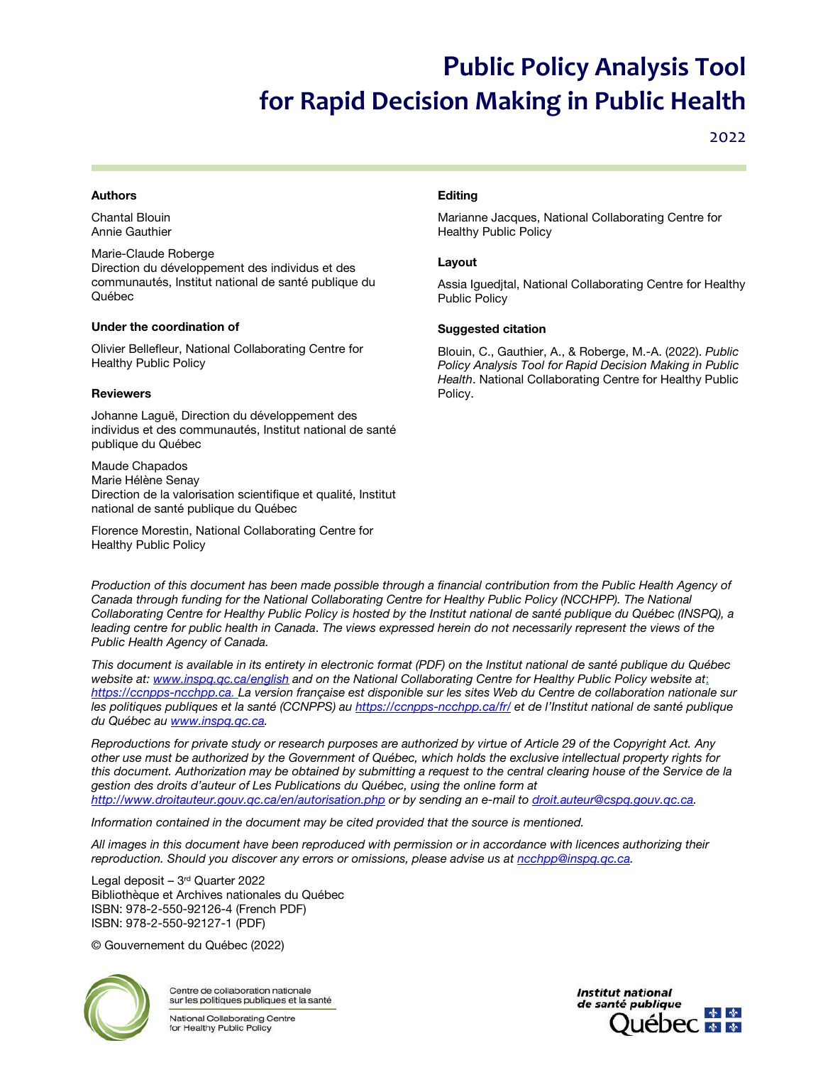# Public Policy Analysis Tool for Rapid Decision Making in Public Health

2022

**Authors**

Chantal Blouin
Annie Gauthier

Marie-Claude Roberge
Direction du développement des individus et des communautés, Institut national de santé publique du Québec

**Under the coordination of**

Olivier Bellefleur, National Collaborating Centre for Healthy Public Policy

**Reviewers**

Johanne Laguë, Direction du développement des individus et des communautés, Institut national de santé publique du Québec

Maude Chapados
Marie Hélène Senay
Direction de la valorisation scientifique et qualité, Institut national de santé publique du Québec

Florence Morestin, National Collaborating Centre for Healthy Public Policy

**Editing**

Marianne Jacques, National Collaborating Centre for Healthy Public Policy

**Layout**

Assia Iguedjtal, National Collaborating Centre for Healthy Public Policy

**Suggested citation**

Blouin, C., Gauthier, A., & Roberge, M.-A. (2022). *Public Policy Analysis Tool for Rapid Decision Making in Public Health*. National Collaborating Centre for Healthy Public Policy.

*Production of this document has been made possible through a financial contribution from the Public Health Agency of Canada through funding for the National Collaborating Centre for Healthy Public Policy (NCCHPP). The National Collaborating Centre for Healthy Public Policy is hosted by the Institut national de santé publique du Québec (INSPQ), a leading centre for public health in Canada. The views expressed herein do not necessarily represent the views of the Public Health Agency of Canada.*

*This document is available in its entirety in electronic format (PDF) on the Institut national de santé publique du Québec website at: www.inspq.qc.ca/english and on the National Collaborating Centre for Healthy Public Policy website at: https://ccnpps-ncchpp.ca. La version française est disponible sur les sites Web du Centre de collaboration nationale sur les politiques publiques et la santé (CCNPPS) au https://ccnpps-ncchpp.ca/fr/ et de l'Institut national de santé publique du Québec au www.inspq.qc.ca.*

*Reproductions for private study or research purposes are authorized by virtue of Article 29 of the Copyright Act. Any other use must be authorized by the Government of Québec, which holds the exclusive intellectual property rights for this document. Authorization may be obtained by submitting a request to the central clearing house of the Service de la gestion des droits d'auteur of Les Publications du Québec, using the online form at http://www.droitauteur.gouv.qc.ca/en/autorisation.php or by sending an e-mail to droit.auteur@cspq.gouv.qc.ca.*

*Information contained in the document may be cited provided that the source is mentioned.*

*All images in this document have been reproduced with permission or in accordance with licences authorizing their reproduction. Should you discover any errors or omissions, please advise us at ncchpp@inspq.qc.ca.*

Legal deposit – 3rd Quarter 2022
Bibliothèque et Archives nationales du Québec
ISBN: 978-2-550-92126-4 (French PDF)
ISBN: 978-2-550-92127-1 (PDF)

© Gouvernement du Québec (2022)

Centre de collaboration nationale sur les politiques publiques et la santé
National Collaborating Centre for Healthy Public Policy

Institut national de santé publique Québec